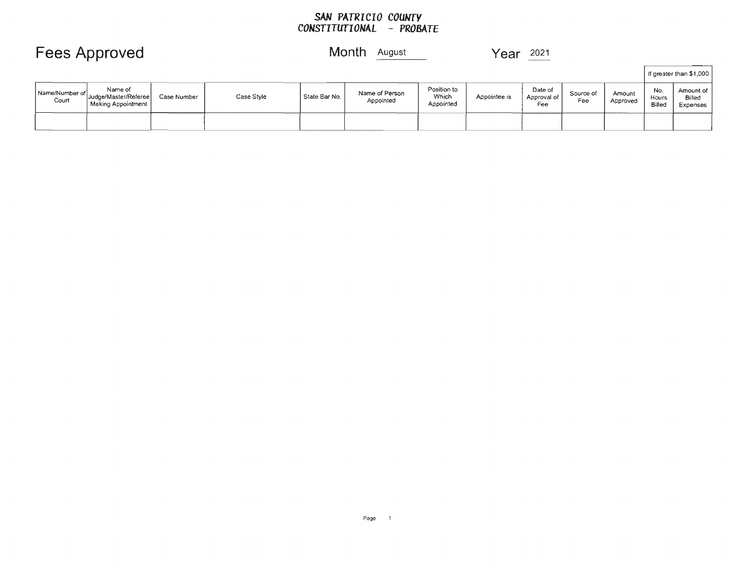**SAN PATRICIO COUNTY**
**CONSTITUTIONAL - PROBATE**

# Fees Approved

Month August Year 2021

| Name/Number of Court | Name of Judge/Master/Referee Making Appointment | Case Number | Case Style | State Bar No. | Name of Person Appointed | Position to Which Appointed | Appointee is | Date of Approval of Fee | Source of Fee | Amount Approved | If greater than $1,000 | |
|---|---|---|---|---|---|---|---|---|---|---|---|---|
| | | | | | | | | | | | No. Hours Billed | Amount of Billed Expenses |
| | | | | | | | | | | | | |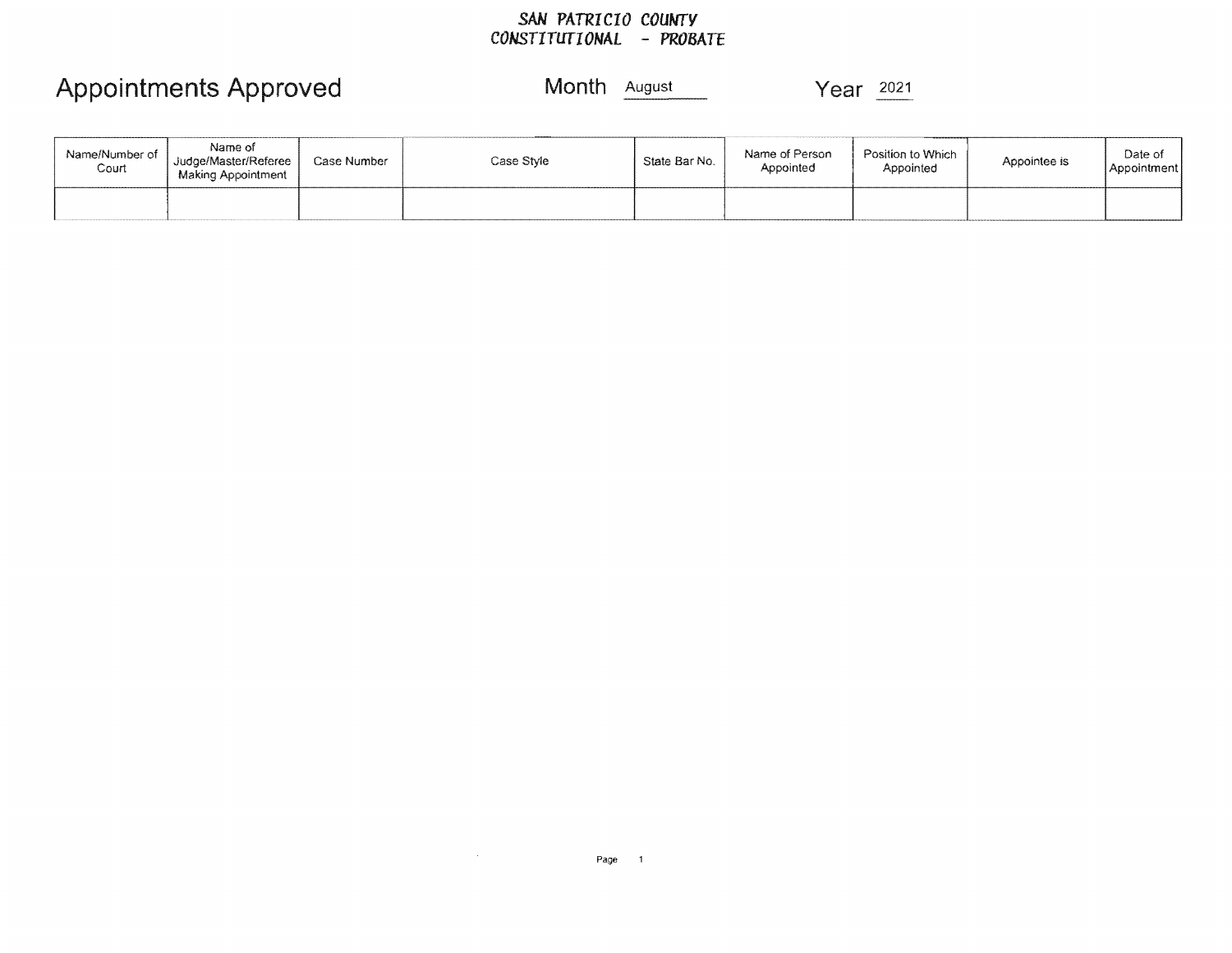SAN PATRICIO COUNTY
CONSTITUTIONAL - PROBATE

# Appointments Approved

Month August

Year 2021

| Name/Number of Court | Name of Judge/Master/Referee Making Appointment | Case Number | Case Style | State Bar No. | Name of Person Appointed | Position to Which Appointed | Appointee is | Date of Appointment |
|---|---|---|---|---|---|---|---|---|
| | | | | | | | | |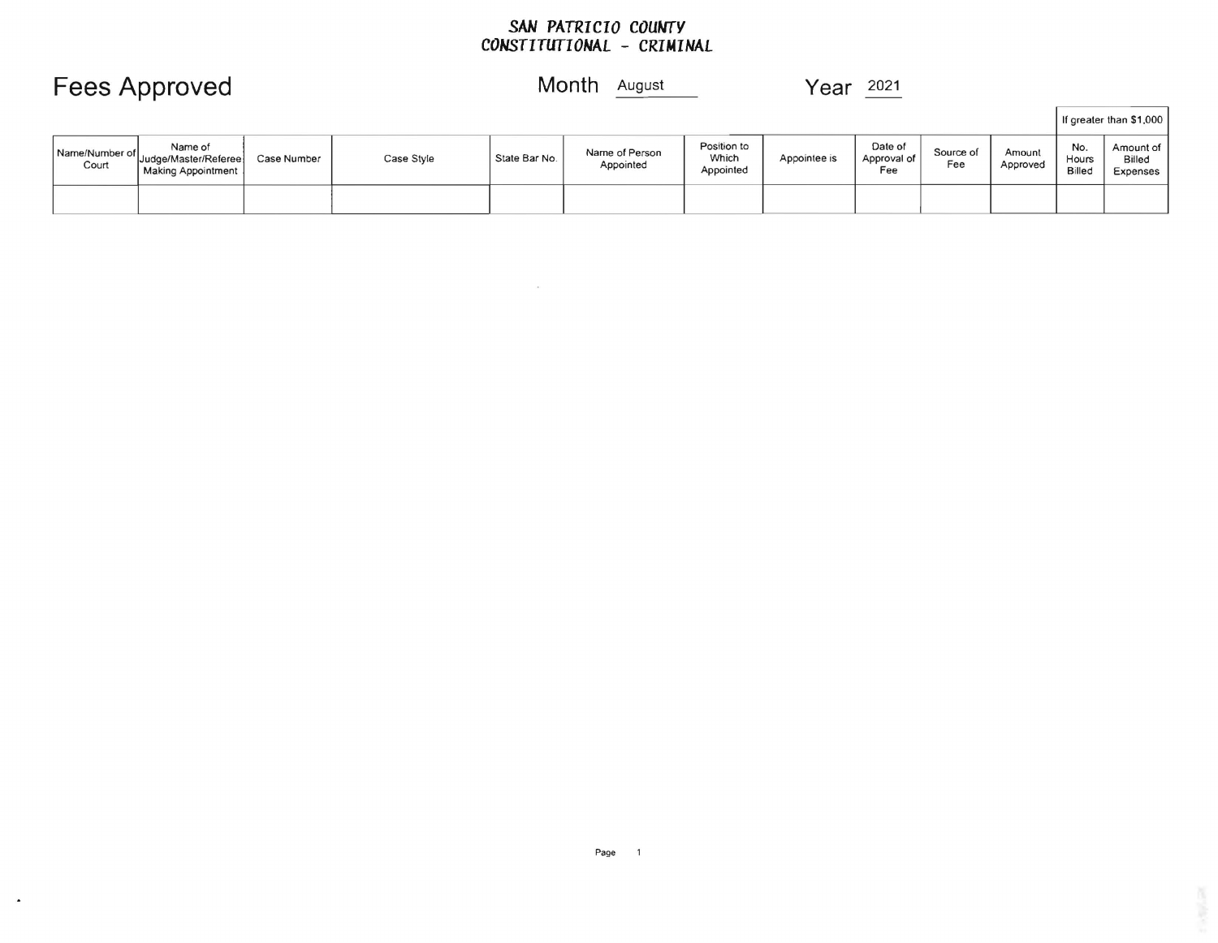**SAN PATRICIO COUNTY**
**CONSTITUTIONAL - CRIMINAL**

# Fees Approved

Month August Year 2021

| Name/Number of Court | Name of Judge/Master/Referee Making Appointment | Case Number | Case Style | State Bar No. | Name of Person Appointed | Position to Which Appointed | Appointee is | Date of Approval of Fee | Source of Fee | Amount Approved | If greater than $1,000 | |
|---|---|---|---|---|---|---|---|---|---|---|---|---|
| | | | | | | | | | | | No. Hours Billed | Amount of Billed Expenses |
| | | | | | | | | | | | | |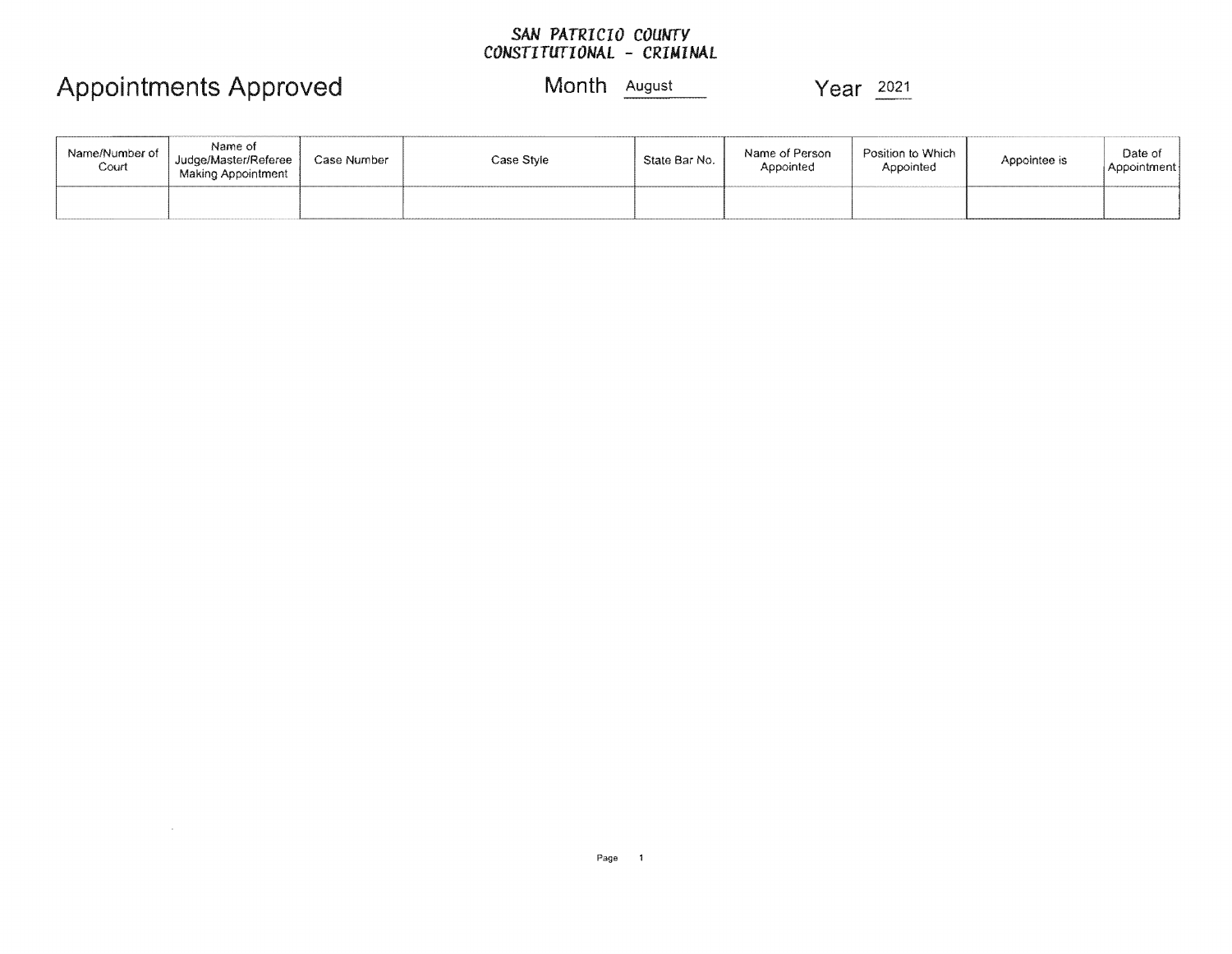**SAN PATRICIO COUNTY**
**CONSTITUTIONAL - CRIMINAL**

# Appointments Approved

Month August

Year 2021

| Name/Number of Court | Name of Judge/Master/Referee Making Appointment | Case Number | Case Style | State Bar No. | Name of Person Appointed | Position to Which Appointed | Appointee is | Date of Appointment |
|---|---|---|---|---|---|---|---|---|
| | | | | | | | | |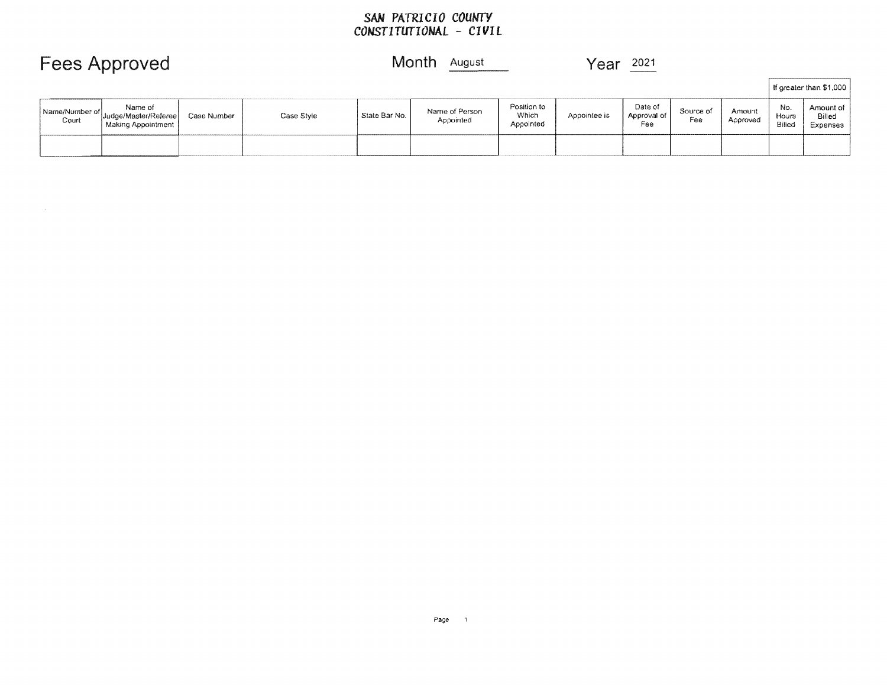**SAN PATRICIO COUNTY**
**CONSTITUTIONAL - CIVIL**

# Fees Approved

Month August Year 2021

| Name/Number of Court | Name of Judge/Master/Referee Making Appointment | Case Number | Case Style | State Bar No. | Name of Person Appointed | Position to Which Appointed | Appointee is | Date of Approval of Fee | Source of Fee | Amount Approved | If greater than $1,000 | |
|---|---|---|---|---|---|---|---|---|---|---|---|---|
| | | | | | | | | | | | No. Hours Billed | Amount of Billed Expenses |
| | | | | | | | | | | | | |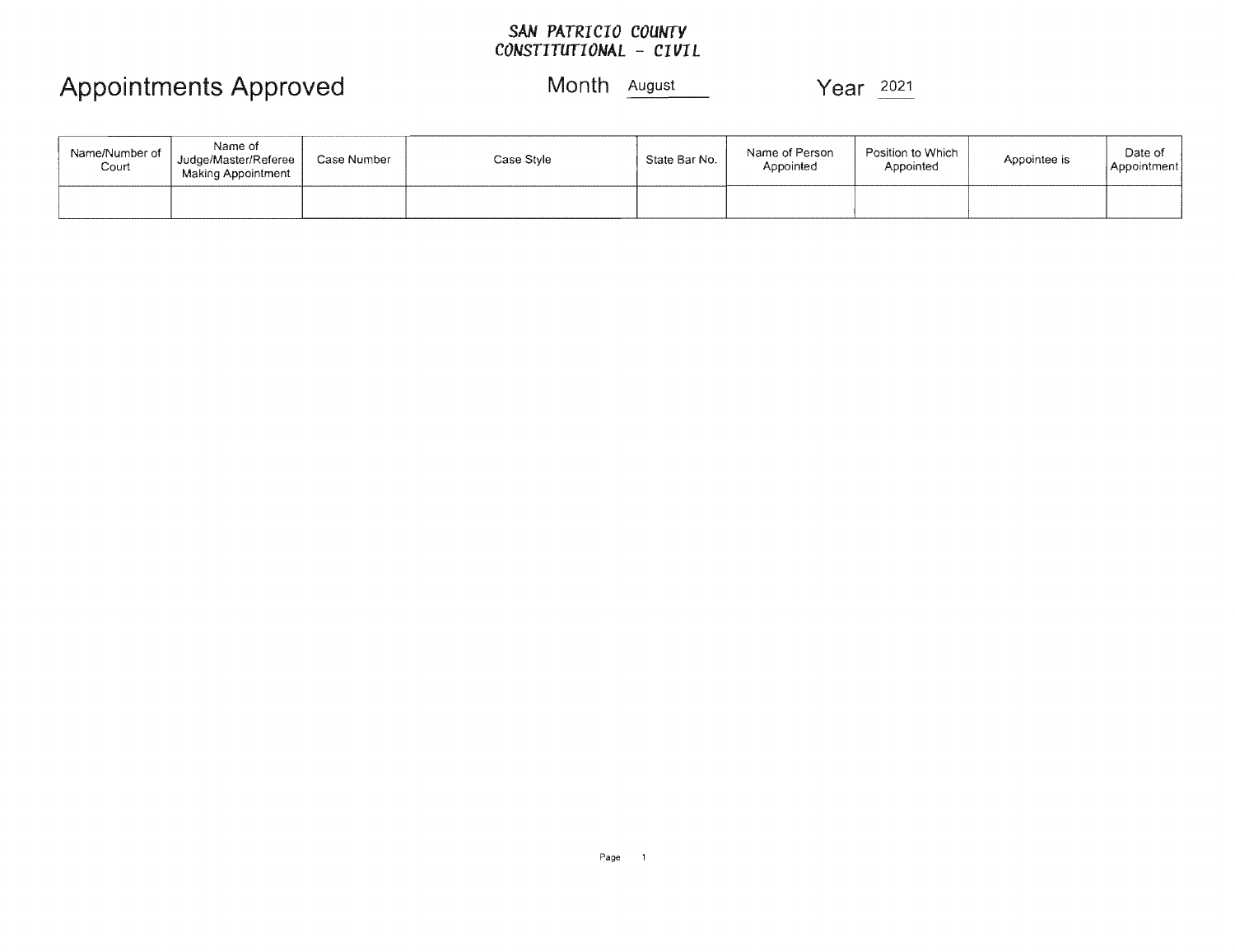SAN PATRICIO COUNTY
CONSTITUTIONAL - CIVIL

# Appointments Approved

Month August

Year 2021

| Name/Number of Court | Name of Judge/Master/Referee Making Appointment | Case Number | Case Style | State Bar No. | Name of Person Appointed | Position to Which Appointed | Appointee is | Date of Appointment |
|---|---|---|---|---|---|---|---|---|
| | | | | | | | | |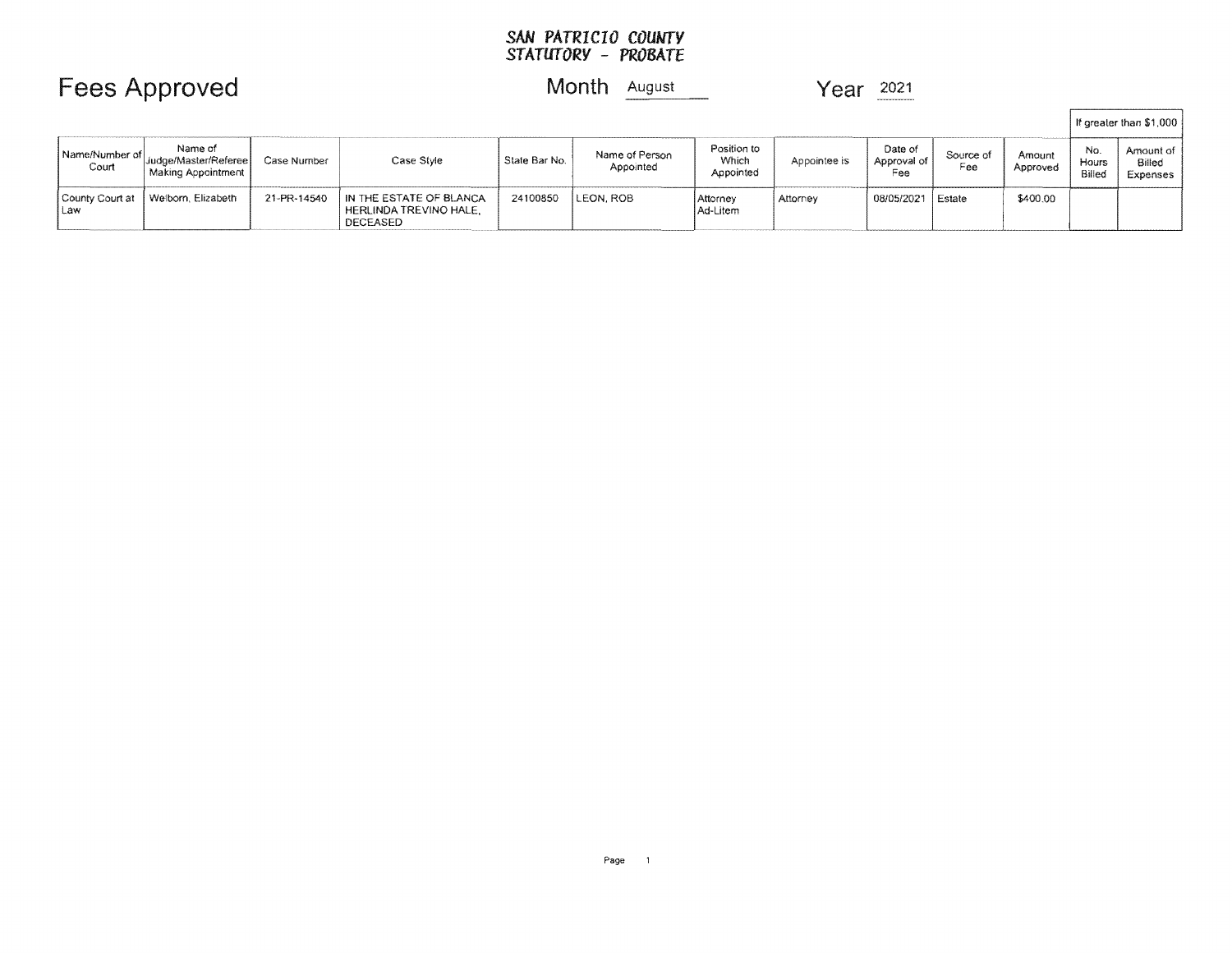**SAN PATRICIO COUNTY**
**STATUTORY - PROBATE**

# Fees Approved

Month August Year 2021

| Name/Number of Court | Name of Judge/Master/Referee Making Appointment | Case Number | Case Style | State Bar No. | Name of Person Appointed | Position to Which Appointed | Appointee is | Date of Approval of Fee | Source of Fee | Amount Approved | If greater than $1,000 | |
|---|---|---|---|---|---|---|---|---|---|---|---|---|
| | | | | | | | | | | | No. Hours Billed | Amount of Billed Expenses |
| County Court at Law | Welborn, Elizabeth | 21-PR-14540 | IN THE ESTATE OF BLANCA HERLINDA TREVINO HALE, DECEASED | 24100850 | LEON, ROB | Attorney Ad-Litem | Attorney | 08/05/2021 | Estate | $400.00 | | |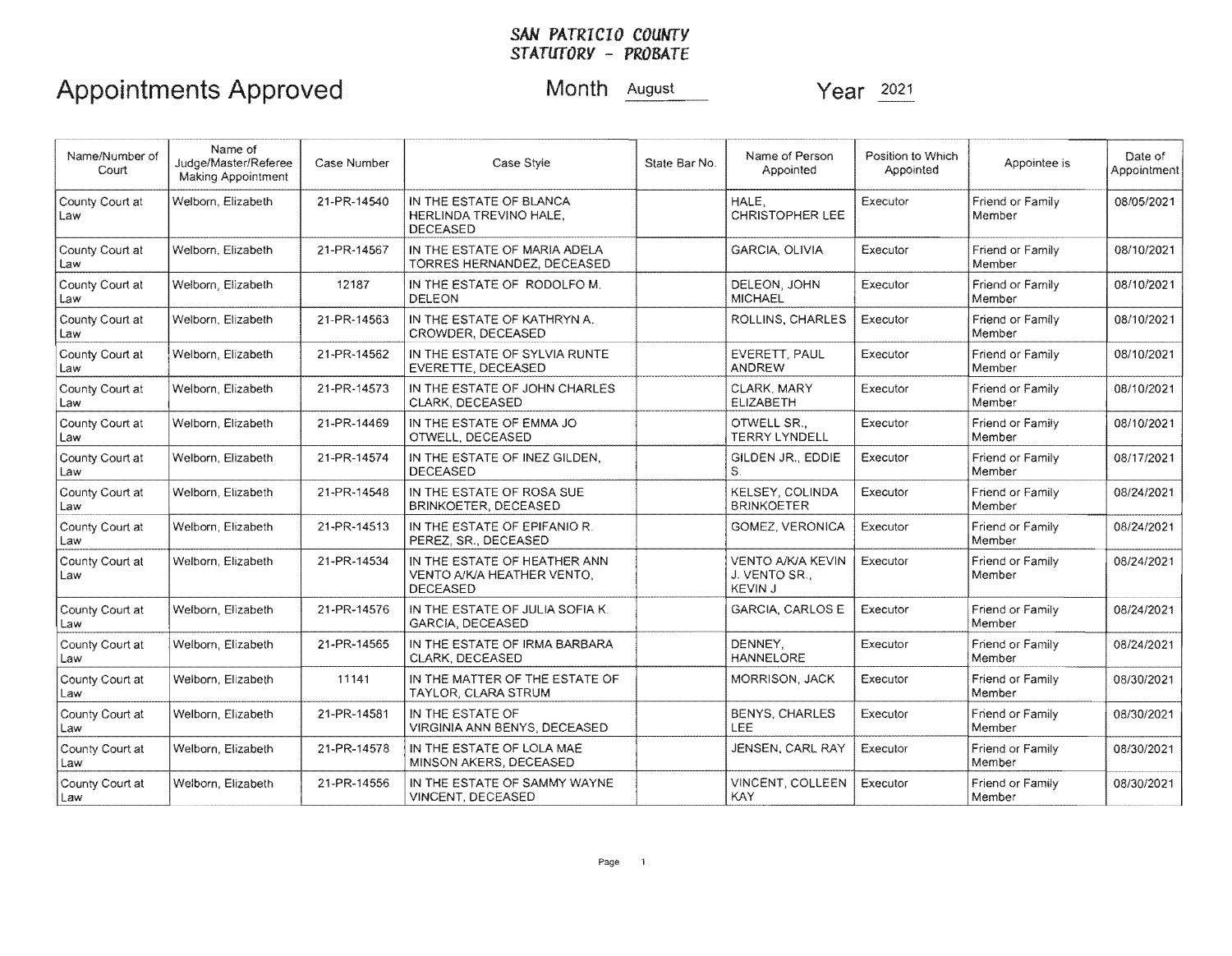**SAN PATRICIO COUNTY**
**STATUTORY - PROBATE**

# Appointments Approved

Month August Year 2021

| Name/Number of Court | Name of Judge/Master/Referee Making Appointment | Case Number | Case Style | State Bar No. | Name of Person Appointed | Position to Which Appointed | Appointee is | Date of Appointment |
|---|---|---|---|---|---|---|---|---|
| County Court at Law | Welborn, Elizabeth | 21-PR-14540 | IN THE ESTATE OF BLANCA HERLINDA TREVINO HALE, DECEASED | | HALE, CHRISTOPHER LEE | Executor | Friend or Family Member | 08/05/2021 |
| County Court at Law | Welborn, Elizabeth | 21-PR-14567 | IN THE ESTATE OF MARIA ADELA TORRES HERNANDEZ, DECEASED | | GARCIA, OLIVIA | Executor | Friend or Family Member | 08/10/2021 |
| County Court at Law | Welborn, Elizabeth | 12187 | IN THE ESTATE OF RODOLFO M. DELEON | | DELEON, JOHN MICHAEL | Executor | Friend or Family Member | 08/10/2021 |
| County Court at Law | Welborn, Elizabeth | 21-PR-14563 | IN THE ESTATE OF KATHRYN A. CROWDER, DECEASED | | ROLLINS, CHARLES | Executor | Friend or Family Member | 08/10/2021 |
| County Court at Law | Welborn, Elizabeth | 21-PR-14562 | IN THE ESTATE OF SYLVIA RUNTE EVERETTE, DECEASED | | EVERETT, PAUL ANDREW | Executor | Friend or Family Member | 08/10/2021 |
| County Court at Law | Welborn, Elizabeth | 21-PR-14573 | IN THE ESTATE OF JOHN CHARLES CLARK, DECEASED | | CLARK, MARY ELIZABETH | Executor | Friend or Family Member | 08/10/2021 |
| County Court at Law | Welborn, Elizabeth | 21-PR-14469 | IN THE ESTATE OF EMMA JO OTWELL, DECEASED | | OTWELL SR., TERRY LYNDELL | Executor | Friend or Family Member | 08/10/2021 |
| County Court at Law | Welborn, Elizabeth | 21-PR-14574 | IN THE ESTATE OF INEZ GILDEN, DECEASED | | GILDEN JR., EDDIE S. | Executor | Friend or Family Member | 08/17/2021 |
| County Court at Law | Welborn, Elizabeth | 21-PR-14548 | IN THE ESTATE OF ROSA SUE BRINKOETER, DECEASED | | KELSEY, COLINDA BRINKOETER | Executor | Friend or Family Member | 08/24/2021 |
| County Court at Law | Welborn, Elizabeth | 21-PR-14513 | IN THE ESTATE OF EPIFANIO R. PEREZ, SR., DECEASED | | GOMEZ, VERONICA | Executor | Friend or Family Member | 08/24/2021 |
| County Court at Law | Welborn, Elizabeth | 21-PR-14534 | IN THE ESTATE OF HEATHER ANN VENTO A/K/A HEATHER VENTO, DECEASED | | VENTO A/K/A KEVIN J. VENTO SR., KEVIN J | Executor | Friend or Family Member | 08/24/2021 |
| County Court at Law | Welborn, Elizabeth | 21-PR-14576 | IN THE ESTATE OF JULIA SOFIA K. GARCIA, DECEASED | | GARCIA, CARLOS E | Executor | Friend or Family Member | 08/24/2021 |
| County Court at Law | Welborn, Elizabeth | 21-PR-14565 | IN THE ESTATE OF IRMA BARBARA CLARK, DECEASED | | DENNEY, HANNELORE | Executor | Friend or Family Member | 08/24/2021 |
| County Court at Law | Welborn, Elizabeth | 11141 | IN THE MATTER OF THE ESTATE OF TAYLOR, CLARA STRUM | | MORRISON, JACK | Executor | Friend or Family Member | 08/30/2021 |
| County Court at Law | Welborn, Elizabeth | 21-PR-14581 | IN THE ESTATE OF VIRGINIA ANN BENYS, DECEASED | | BENYS, CHARLES LEE | Executor | Friend or Family Member | 08/30/2021 |
| County Court at Law | Welborn, Elizabeth | 21-PR-14578 | IN THE ESTATE OF LOLA MAE MINSON AKERS, DECEASED | | JENSEN, CARL RAY | Executor | Friend or Family Member | 08/30/2021 |
| County Court at Law | Welborn, Elizabeth | 21-PR-14556 | IN THE ESTATE OF SAMMY WAYNE VINCENT, DECEASED | | VINCENT, COLLEEN KAY | Executor | Friend or Family Member | 08/30/2021 |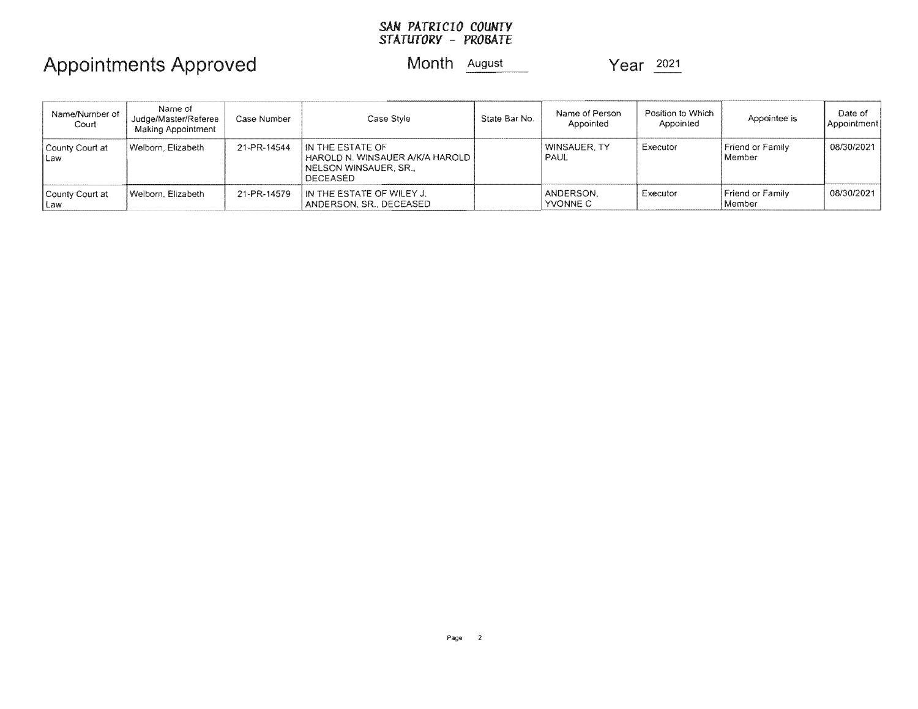**SAN PATRICIO COUNTY**
**STATUTORY - PROBATE**

# Appointments Approved

Month August Year 2021

| Name/Number of Court | Name of Judge/Master/Referee Making Appointment | Case Number | Case Style | State Bar No. | Name of Person Appointed | Position to Which Appointed | Appointee is | Date of Appointment |
|---|---|---|---|---|---|---|---|---|
| County Court at Law | Welborn, Elizabeth | 21-PR-14544 | IN THE ESTATE OF HAROLD N. WINSAUER A/K/A HAROLD NELSON WINSAUER, SR., DECEASED | | WINSAUER, TY PAUL | Executor | Friend or Family Member | 08/30/2021 |
| County Court at Law | Welborn, Elizabeth | 21-PR-14579 | IN THE ESTATE OF WILEY J. ANDERSON, SR., DECEASED | | ANDERSON, YVONNE C | Executor | Friend or Family Member | 08/30/2021 |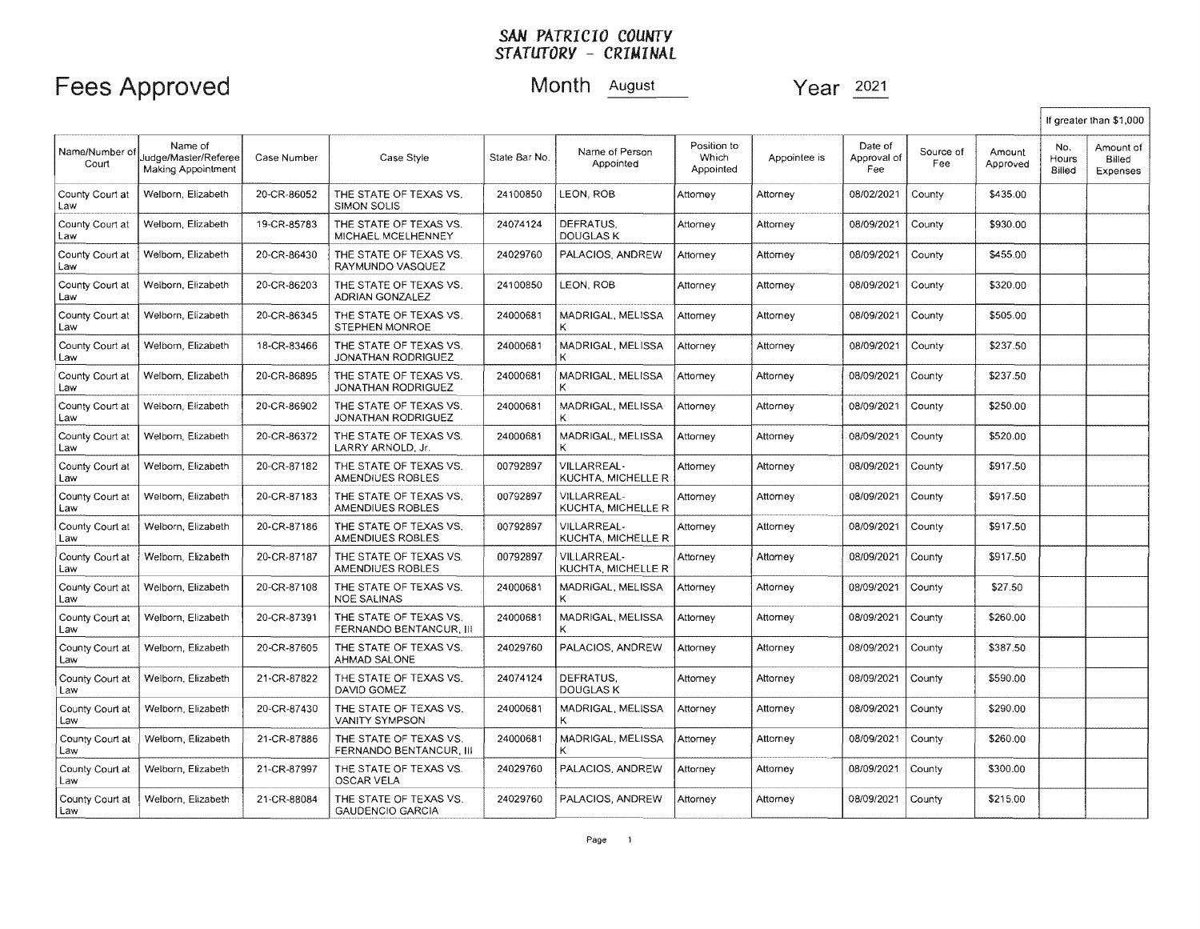**SAN PATRICIO COUNTY**
**STATUTORY - CRIMINAL**

# Fees Approved

Month August

Year 2021

| Name/Number of Court | Name of Judge/Master/Referee Making Appointment | Case Number | Case Style | State Bar No. | Name of Person Appointed | Position to Which Appointed | Appointee is | Date of Approval of Fee | Source of Fee | Amount Approved | If greater than $1,000 | |
|---|---|---|---|---|---|---|---|---|---|---|---|---|
| | | | | | | | | | | | No. Hours Billed | Amount of Billed Expenses |
| County Court at Law | Welborn, Elizabeth | 20-CR-86052 | THE STATE OF TEXAS VS. SIMON SOLIS | 24100850 | LEON, ROB | Attorney | Attorney | 08/02/2021 | County | $435.00 | | |
| County Court at Law | Welborn, Elizabeth | 19-CR-85783 | THE STATE OF TEXAS VS. MICHAEL MCELHENNEY | 24074124 | DEFRATUS, DOUGLAS K | Attorney | Attorney | 08/09/2021 | County | $930.00 | | |
| County Court at Law | Welborn, Elizabeth | 20-CR-86430 | THE STATE OF TEXAS VS. RAYMUNDO VASQUEZ | 24029760 | PALACIOS, ANDREW | Attorney | Attorney | 08/09/2021 | County | $455.00 | | |
| County Court at Law | Welborn, Elizabeth | 20-CR-86203 | THE STATE OF TEXAS VS. ADRIAN GONZALEZ | 24100850 | LEON, ROB | Attorney | Attorney | 08/09/2021 | County | $320.00 | | |
| County Court at Law | Welborn, Elizabeth | 20-CR-86345 | THE STATE OF TEXAS VS. STEPHEN MONROE | 24000681 | MADRIGAL, MELISSA K | Attorney | Attorney | 08/09/2021 | County | $505.00 | | |
| County Court at Law | Welborn, Elizabeth | 18-CR-83466 | THE STATE OF TEXAS VS. JONATHAN RODRIGUEZ | 24000681 | MADRIGAL, MELISSA K | Attorney | Attorney | 08/09/2021 | County | $237.50 | | |
| County Court at Law | Welborn, Elizabeth | 20-CR-86895 | THE STATE OF TEXAS VS. JONATHAN RODRIGUEZ | 24000681 | MADRIGAL, MELISSA K | Attorney | Attorney | 08/09/2021 | County | $237.50 | | |
| County Court at Law | Welborn, Elizabeth | 20-CR-86902 | THE STATE OF TEXAS VS. JONATHAN RODRIGUEZ | 24000681 | MADRIGAL, MELISSA K | Attorney | Attorney | 08/09/2021 | County | $250.00 | | |
| County Court at Law | Welborn, Elizabeth | 20-CR-86372 | THE STATE OF TEXAS VS. LARRY ARNOLD, Jr. | 24000681 | MADRIGAL, MELISSA K | Attorney | Attorney | 08/09/2021 | County | $520.00 | | |
| County Court at Law | Welborn, Elizabeth | 20-CR-87182 | THE STATE OF TEXAS VS. AMENDIUES ROBLES | 00792897 | VILLARREAL-KUCHTA, MICHELLE R | Attorney | Attorney | 08/09/2021 | County | $917.50 | | |
| County Court at Law | Welborn, Elizabeth | 20-CR-87183 | THE STATE OF TEXAS VS. AMENDIUES ROBLES | 00792897 | VILLARREAL-KUCHTA, MICHELLE R | Attorney | Attorney | 08/09/2021 | County | $917.50 | | |
| County Court at Law | Welborn, Elizabeth | 20-CR-87186 | THE STATE OF TEXAS VS. AMENDIUES ROBLES | 00792897 | VILLARREAL-KUCHTA, MICHELLE R | Attorney | Attorney | 08/09/2021 | County | $917.50 | | |
| County Court at Law | Welborn, Elizabeth | 20-CR-87187 | THE STATE OF TEXAS VS. AMENDIUES ROBLES | 00792897 | VILLARREAL-KUCHTA, MICHELLE R | Attorney | Attorney | 08/09/2021 | County | $917.50 | | |
| County Court at Law | Welborn, Elizabeth | 20-CR-87108 | THE STATE OF TEXAS VS. NOE SALINAS | 24000681 | MADRIGAL, MELISSA K | Attorney | Attorney | 08/09/2021 | County | $27.50 | | |
| County Court at Law | Welborn, Elizabeth | 20-CR-87391 | THE STATE OF TEXAS VS. FERNANDO BENTANCUR, III | 24000681 | MADRIGAL, MELISSA K | Attorney | Attorney | 08/09/2021 | County | $260.00 | | |
| County Court at Law | Welborn, Elizabeth | 20-CR-87605 | THE STATE OF TEXAS VS. AHMAD SALONE | 24029760 | PALACIOS, ANDREW | Attorney | Attorney | 08/09/2021 | County | $387.50 | | |
| County Court at Law | Welborn, Elizabeth | 21-CR-87822 | THE STATE OF TEXAS VS. DAVID GOMEZ | 24074124 | DEFRATUS, DOUGLAS K | Attorney | Attorney | 08/09/2021 | County | $590.00 | | |
| County Court at Law | Welborn, Elizabeth | 20-CR-87430 | THE STATE OF TEXAS VS. VANITY SYMPSON | 24000681 | MADRIGAL, MELISSA K | Attorney | Attorney | 08/09/2021 | County | $290.00 | | |
| County Court at Law | Welborn, Elizabeth | 21-CR-87886 | THE STATE OF TEXAS VS. FERNANDO BENTANCUR, III | 24000681 | MADRIGAL, MELISSA K | Attorney | Attorney | 08/09/2021 | County | $260.00 | | |
| County Court at Law | Welborn, Elizabeth | 21-CR-87997 | THE STATE OF TEXAS VS. OSCAR VELA | 24029760 | PALACIOS, ANDREW | Attorney | Attorney | 08/09/2021 | County | $300.00 | | |
| County Court at Law | Welborn, Elizabeth | 21-CR-88084 | THE STATE OF TEXAS VS. GAUDENCIO GARCIA | 24029760 | PALACIOS, ANDREW | Attorney | Attorney | 08/09/2021 | County | $215.00 | | |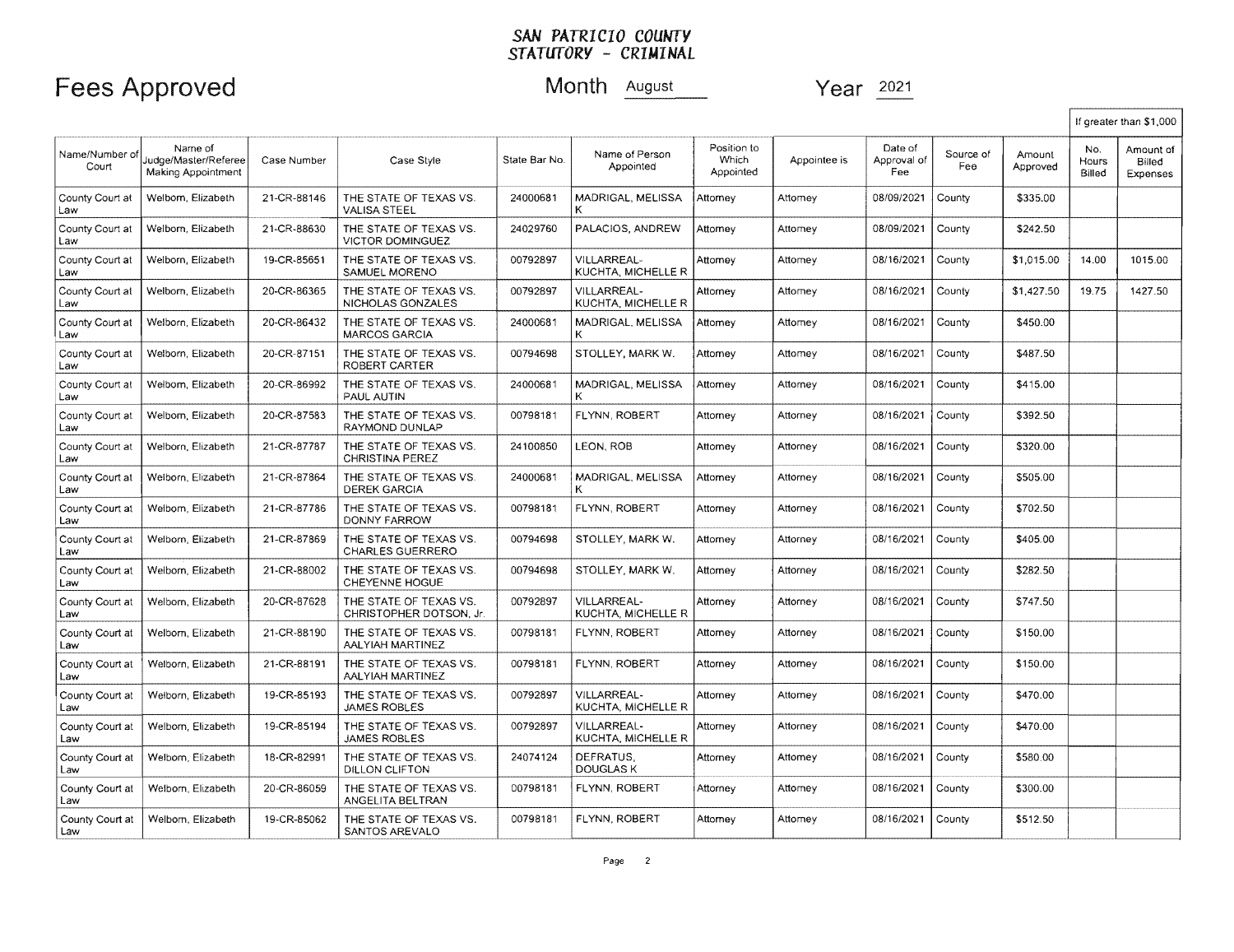**SAN PATRICIO COUNTY**
**STATUTORY - CRIMINAL**

# Fees Approved

Month August Year 2021

| Name/Number of Court | Name of Judge/Master/Referee Making Appointment | Case Number | Case Style | State Bar No. | Name of Person Appointed | Position to Which Appointed | Appointee is | Date of Approval of Fee | Source of Fee | Amount Approved | If greater than $1,000 No. Hours Billed | Amount of Billed Expenses |
|---|---|---|---|---|---|---|---|---|---|---|---|---|
| County Court at Law | Welborn, Elizabeth | 21-CR-88146 | THE STATE OF TEXAS VS. VALISA STEEL | 24000681 | MADRIGAL, MELISSA K | Attorney | Attorney | 08/09/2021 | County | $335.00 | | |
| County Court at Law | Welborn, Elizabeth | 21-CR-88630 | THE STATE OF TEXAS VS. VICTOR DOMINGUEZ | 24029760 | PALACIOS, ANDREW | Attorney | Attorney | 08/09/2021 | County | $242.50 | | |
| County Court at Law | Welborn, Elizabeth | 19-CR-85651 | THE STATE OF TEXAS VS. SAMUEL MORENO | 00792897 | VILLARREAL-KUCHTA, MICHELLE R | Attorney | Attorney | 08/16/2021 | County | $1,015.00 | 14.00 | 1015.00 |
| County Court at Law | Welborn, Elizabeth | 20-CR-86365 | THE STATE OF TEXAS VS. NICHOLAS GONZALES | 00792897 | VILLARREAL-KUCHTA, MICHELLE R | Attorney | Attorney | 08/16/2021 | County | $1,427.50 | 19.75 | 1427.50 |
| County Court at Law | Welborn, Elizabeth | 20-CR-86432 | THE STATE OF TEXAS VS. MARCOS GARCIA | 24000681 | MADRIGAL, MELISSA K | Attorney | Attorney | 08/16/2021 | County | $450.00 | | |
| County Court at Law | Welborn, Elizabeth | 20-CR-87151 | THE STATE OF TEXAS VS. ROBERT CARTER | 00794698 | STOLLEY, MARK W. | Attorney | Attorney | 08/16/2021 | County | $487.50 | | |
| County Court at Law | Welborn, Elizabeth | 20-CR-86992 | THE STATE OF TEXAS VS. PAUL AUTIN | 24000681 | MADRIGAL, MELISSA K | Attorney | Attorney | 08/16/2021 | County | $415.00 | | |
| County Court at Law | Welborn, Elizabeth | 20-CR-87583 | THE STATE OF TEXAS VS. RAYMOND DUNLAP | 00798181 | FLYNN, ROBERT | Attorney | Attorney | 08/16/2021 | County | $392.50 | | |
| County Court at Law | Welborn, Elizabeth | 21-CR-87787 | THE STATE OF TEXAS VS. CHRISTINA PEREZ | 24100850 | LEON, ROB | Attorney | Attorney | 08/16/2021 | County | $320.00 | | |
| County Court at Law | Welborn, Elizabeth | 21-CR-87864 | THE STATE OF TEXAS VS. DEREK GARCIA | 24000681 | MADRIGAL, MELISSA K | Attorney | Attorney | 08/16/2021 | County | $505.00 | | |
| County Court at Law | Welborn, Elizabeth | 21-CR-87786 | THE STATE OF TEXAS VS. DONNY FARROW | 00798181 | FLYNN, ROBERT | Attorney | Attorney | 08/16/2021 | County | $702.50 | | |
| County Court at Law | Welborn, Elizabeth | 21-CR-87869 | THE STATE OF TEXAS VS. CHARLES GUERRERO | 00794698 | STOLLEY, MARK W. | Attorney | Attorney | 08/16/2021 | County | $405.00 | | |
| County Court at Law | Welborn, Elizabeth | 21-CR-88002 | THE STATE OF TEXAS VS. CHEYENNE HOGUE | 00794698 | STOLLEY, MARK W. | Attorney | Attorney | 08/16/2021 | County | $282.50 | | |
| County Court at Law | Welborn, Elizabeth | 20-CR-87628 | THE STATE OF TEXAS VS. CHRISTOPHER DOTSON, Jr. | 00792897 | VILLARREAL-KUCHTA, MICHELLE R | Attorney | Attorney | 08/16/2021 | County | $747.50 | | |
| County Court at Law | Welborn, Elizabeth | 21-CR-88190 | THE STATE OF TEXAS VS. AALYIAH MARTINEZ | 00798181 | FLYNN, ROBERT | Attorney | Attorney | 08/16/2021 | County | $150.00 | | |
| County Court at Law | Welborn, Elizabeth | 21-CR-88191 | THE STATE OF TEXAS VS. AALYIAH MARTINEZ | 00798181 | FLYNN, ROBERT | Attorney | Attorney | 08/16/2021 | County | $150.00 | | |
| County Court at Law | Welborn, Elizabeth | 19-CR-85193 | THE STATE OF TEXAS VS. JAMES ROBLES | 00792897 | VILLARREAL-KUCHTA, MICHELLE R | Attorney | Attorney | 08/16/2021 | County | $470.00 | | |
| County Court at Law | Welborn, Elizabeth | 19-CR-85194 | THE STATE OF TEXAS VS. JAMES ROBLES | 00792897 | VILLARREAL-KUCHTA, MICHELLE R | Attorney | Attorney | 08/16/2021 | County | $470.00 | | |
| County Court at Law | Welborn, Elizabeth | 18-CR-82991 | THE STATE OF TEXAS VS. DILLON CLIFTON | 24074124 | DEFRATUS, DOUGLAS K | Attorney | Attorney | 08/16/2021 | County | $580.00 | | |
| County Court at Law | Welborn, Elizabeth | 20-CR-86059 | THE STATE OF TEXAS VS. ANGELITA BELTRAN | 00798181 | FLYNN, ROBERT | Attorney | Attorney | 08/16/2021 | County | $300.00 | | |
| County Court at Law | Welborn, Elizabeth | 19-CR-85062 | THE STATE OF TEXAS VS. SANTOS AREVALO | 00798181 | FLYNN, ROBERT | Attorney | Attorney | 08/16/2021 | County | $512.50 | | |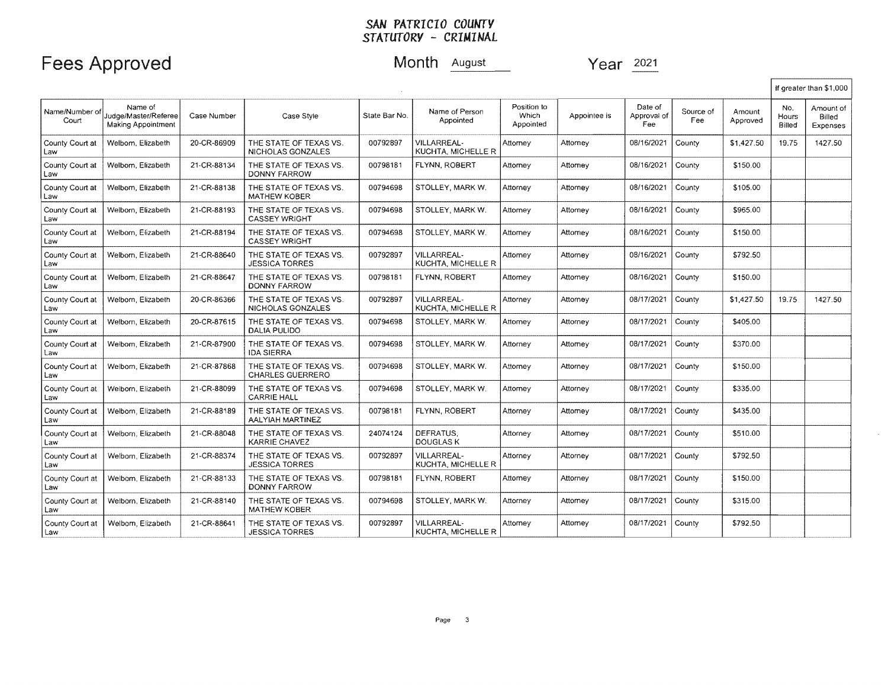## SAN PATRICIO COUNTY
## STATUTORY - CRIMINAL

# Fees Approved

**Month** August **Year** 2021

| Name/Number of Court | Name of Judge/Master/Referee Making Appointment | Case Number | Case Style | State Bar No. | Name of Person Appointed | Position to Which Appointed | Appointee is | Date of Approval of Fee | Source of Fee | Amount Approved | If greater than $1,000 | |
|---|---|---|---|---|---|---|---|---|---|---|---|---|
| | | | | | | | | | | | No. Hours Billed | Amount of Billed Expenses |
| County Court at Law | Welborn, Elizabeth | 20-CR-86909 | THE STATE OF TEXAS VS. NICHOLAS GONZALES | 00792897 | VILLARREAL-KUCHTA, MICHELLE R | Attorney | Attorney | 08/16/2021 | County | $1,427.50 | 19.75 | 1427.50 |
| County Court at Law | Welborn, Elizabeth | 21-CR-88134 | THE STATE OF TEXAS VS. DONNY FARROW | 00798181 | FLYNN, ROBERT | Attorney | Attorney | 08/16/2021 | County | $150.00 | | |
| County Court at Law | Welborn, Elizabeth | 21-CR-88138 | THE STATE OF TEXAS VS. MATHEW KOBER | 00794698 | STOLLEY, MARK W. | Attorney | Attorney | 08/16/2021 | County | $105.00 | | |
| County Court at Law | Welborn, Elizabeth | 21-CR-88193 | THE STATE OF TEXAS VS. CASSEY WRIGHT | 00794698 | STOLLEY, MARK W. | Attorney | Attorney | 08/16/2021 | County | $965.00 | | |
| County Court at Law | Welborn, Elizabeth | 21-CR-88194 | THE STATE OF TEXAS VS. CASSEY WRIGHT | 00794698 | STOLLEY, MARK W. | Attorney | Attorney | 08/16/2021 | County | $150.00 | | |
| County Court at Law | Welborn, Elizabeth | 21-CR-88640 | THE STATE OF TEXAS VS. JESSICA TORRES | 00792897 | VILLARREAL-KUCHTA, MICHELLE R | Attorney | Attorney | 08/16/2021 | County | $792.50 | | |
| County Court at Law | Welborn, Elizabeth | 21-CR-88647 | THE STATE OF TEXAS VS. DONNY FARROW | 00798181 | FLYNN, ROBERT | Attorney | Attorney | 08/16/2021 | County | $150.00 | | |
| County Court at Law | Welborn, Elizabeth | 20-CR-86366 | THE STATE OF TEXAS VS. NICHOLAS GONZALES | 00792897 | VILLARREAL-KUCHTA, MICHELLE R | Attorney | Attorney | 08/17/2021 | County | $1,427.50 | 19.75 | 1427.50 |
| County Court at Law | Welborn, Elizabeth | 20-CR-87615 | THE STATE OF TEXAS VS. DALIA PULIDO | 00794698 | STOLLEY, MARK W. | Attorney | Attorney | 08/17/2021 | County | $405.00 | | |
| County Court at Law | Welborn, Elizabeth | 21-CR-87900 | THE STATE OF TEXAS VS. IDA SIERRA | 00794698 | STOLLEY, MARK W. | Attorney | Attorney | 08/17/2021 | County | $370.00 | | |
| County Court at Law | Welborn, Elizabeth | 21-CR-87868 | THE STATE OF TEXAS VS. CHARLES GUERRERO | 00794698 | STOLLEY, MARK W. | Attorney | Attorney | 08/17/2021 | County | $150.00 | | |
| County Court at Law | Welborn, Elizabeth | 21-CR-88099 | THE STATE OF TEXAS VS. CARRIE HALL | 00794698 | STOLLEY, MARK W. | Attorney | Attorney | 08/17/2021 | County | $335.00 | | |
| County Court at Law | Welborn, Elizabeth | 21-CR-88189 | THE STATE OF TEXAS VS. AALYIAH MARTINEZ | 00798181 | FLYNN, ROBERT | Attorney | Attorney | 08/17/2021 | County | $435.00 | | |
| County Court at Law | Welborn, Elizabeth | 21-CR-88048 | THE STATE OF TEXAS VS. KARRIE CHAVEZ | 24074124 | DEFRATUS, DOUGLAS K | Attorney | Attorney | 08/17/2021 | County | $510.00 | | |
| County Court at Law | Welborn, Elizabeth | 21-CR-88374 | THE STATE OF TEXAS VS. JESSICA TORRES | 00792897 | VILLARREAL-KUCHTA, MICHELLE R | Attorney | Attorney | 08/17/2021 | County | $792.50 | | |
| County Court at Law | Welborn, Elizabeth | 21-CR-88133 | THE STATE OF TEXAS VS. DONNY FARROW | 00798181 | FLYNN, ROBERT | Attorney | Attorney | 08/17/2021 | County | $150.00 | | |
| County Court at Law | Welborn, Elizabeth | 21-CR-88140 | THE STATE OF TEXAS VS. MATHEW KOBER | 00794698 | STOLLEY, MARK W. | Attorney | Attorney | 08/17/2021 | County | $315.00 | | |
| County Court at Law | Welborn, Elizabeth | 21-CR-88641 | THE STATE OF TEXAS VS. JESSICA TORRES | 00792897 | VILLARREAL-KUCHTA, MICHELLE R | Attorney | Attorney | 08/17/2021 | County | $792.50 | | |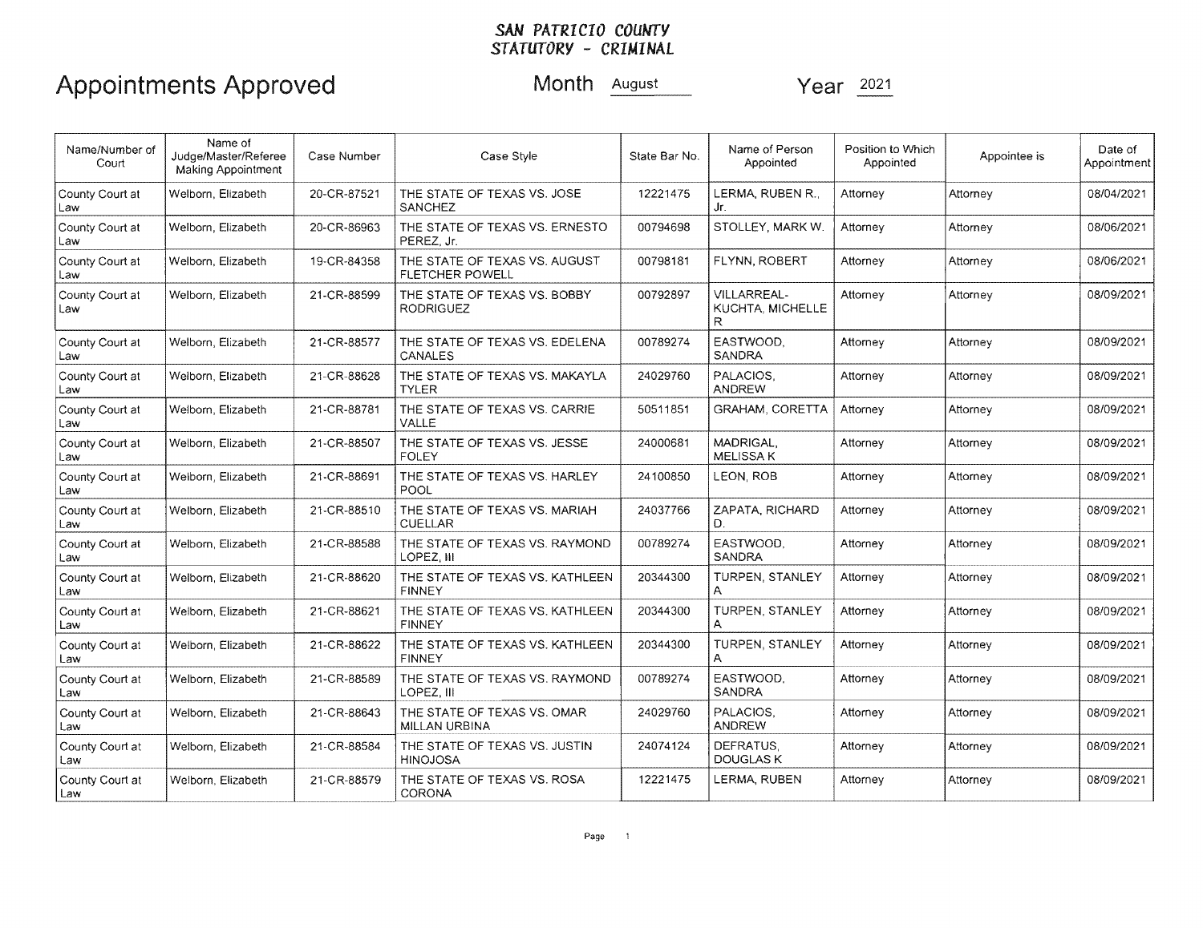# SAN PATRICIO COUNTY
## STATUTORY - CRIMINAL

# Appointments Approved

Month August Year 2021

| Name/Number of Court | Name of Judge/Master/Referee Making Appointment | Case Number | Case Style | State Bar No. | Name of Person Appointed | Position to Which Appointed | Appointee is | Date of Appointment |
|---|---|---|---|---|---|---|---|---|
| County Court at Law | Welborn, Elizabeth | 20-CR-87521 | THE STATE OF TEXAS VS. JOSE SANCHEZ | 12221475 | LERMA, RUBEN R., Jr. | Attorney | Attorney | 08/04/2021 |
| County Court at Law | Welborn, Elizabeth | 20-CR-86963 | THE STATE OF TEXAS VS. ERNESTO PEREZ, Jr. | 00794698 | STOLLEY, MARK W. | Attorney | Attorney | 08/06/2021 |
| County Court at Law | Welborn, Elizabeth | 19-CR-84358 | THE STATE OF TEXAS VS. AUGUST FLETCHER POWELL | 00798181 | FLYNN, ROBERT | Attorney | Attorney | 08/06/2021 |
| County Court at Law | Welborn, Elizabeth | 21-CR-88599 | THE STATE OF TEXAS VS. BOBBY RODRIGUEZ | 00792897 | VILLARREAL-KUCHTA, MICHELLE R | Attorney | Attorney | 08/09/2021 |
| County Court at Law | Welborn, Elizabeth | 21-CR-88577 | THE STATE OF TEXAS VS. EDELENA CANALES | 00789274 | EASTWOOD, SANDRA | Attorney | Attorney | 08/09/2021 |
| County Court at Law | Welborn, Elizabeth | 21-CR-88628 | THE STATE OF TEXAS VS. MAKAYLA TYLER | 24029760 | PALACIOS, ANDREW | Attorney | Attorney | 08/09/2021 |
| County Court at Law | Welborn, Elizabeth | 21-CR-88781 | THE STATE OF TEXAS VS. CARRIE VALLE | 50511851 | GRAHAM, CORETTA | Attorney | Attorney | 08/09/2021 |
| County Court at Law | Welborn, Elizabeth | 21-CR-88507 | THE STATE OF TEXAS VS. JESSE FOLEY | 24000681 | MADRIGAL, MELISSA K | Attorney | Attorney | 08/09/2021 |
| County Court at Law | Welborn, Elizabeth | 21-CR-88691 | THE STATE OF TEXAS VS. HARLEY POOL | 24100850 | LEON, ROB | Attorney | Attorney | 08/09/2021 |
| County Court at Law | Welborn, Elizabeth | 21-CR-88510 | THE STATE OF TEXAS VS. MARIAH CUELLAR | 24037766 | ZAPATA, RICHARD D. | Attorney | Attorney | 08/09/2021 |
| County Court at Law | Welborn, Elizabeth | 21-CR-88588 | THE STATE OF TEXAS VS. RAYMOND LOPEZ, III | 00789274 | EASTWOOD, SANDRA | Attorney | Attorney | 08/09/2021 |
| County Court at Law | Welborn, Elizabeth | 21-CR-88620 | THE STATE OF TEXAS VS. KATHLEEN FINNEY | 20344300 | TURPEN, STANLEY A | Attorney | Attorney | 08/09/2021 |
| County Court at Law | Welborn, Elizabeth | 21-CR-88621 | THE STATE OF TEXAS VS. KATHLEEN FINNEY | 20344300 | TURPEN, STANLEY A | Attorney | Attorney | 08/09/2021 |
| County Court at Law | Welborn, Elizabeth | 21-CR-88622 | THE STATE OF TEXAS VS. KATHLEEN FINNEY | 20344300 | TURPEN, STANLEY A | Attorney | Attorney | 08/09/2021 |
| County Court at Law | Welborn, Elizabeth | 21-CR-88589 | THE STATE OF TEXAS VS. RAYMOND LOPEZ, III | 00789274 | EASTWOOD, SANDRA | Attorney | Attorney | 08/09/2021 |
| County Court at Law | Welborn, Elizabeth | 21-CR-88643 | THE STATE OF TEXAS VS. OMAR MILLAN URBINA | 24029760 | PALACIOS, ANDREW | Attorney | Attorney | 08/09/2021 |
| County Court at Law | Welborn, Elizabeth | 21-CR-88584 | THE STATE OF TEXAS VS. JUSTIN HINOJOSA | 24074124 | DEFRATUS, DOUGLAS K | Attorney | Attorney | 08/09/2021 |
| County Court at Law | Welborn, Elizabeth | 21-CR-88579 | THE STATE OF TEXAS VS. ROSA CORONA | 12221475 | LERMA, RUBEN | Attorney | Attorney | 08/09/2021 |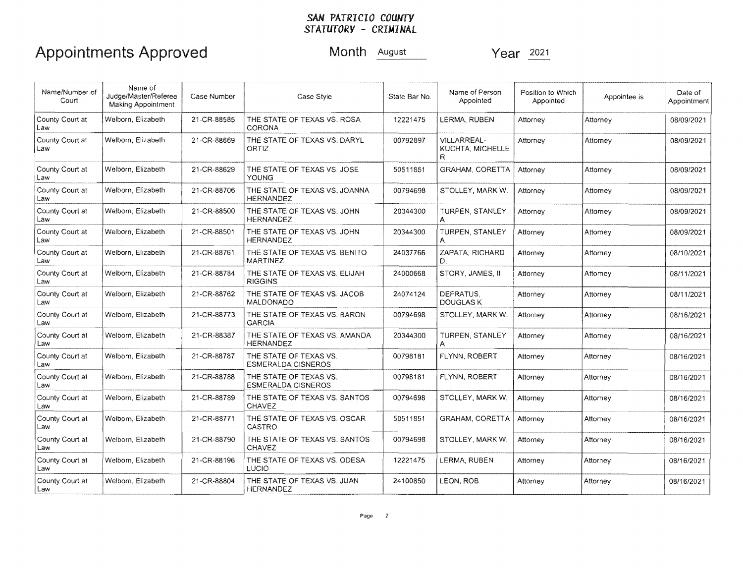**SAN PATRICIO COUNTY**
**STATUTORY - CRIMINAL**

# Appointments Approved

Month August Year 2021

| Name/Number of Court | Name of Judge/Master/Referee Making Appointment | Case Number | Case Style | State Bar No. | Name of Person Appointed | Position to Which Appointed | Appointee is | Date of Appointment |
|---|---|---|---|---|---|---|---|---|
| County Court at Law | Welborn, Elizabeth | 21-CR-88585 | THE STATE OF TEXAS VS. ROSA CORONA | 12221475 | LERMA, RUBEN | Attorney | Attorney | 08/09/2021 |
| County Court at Law | Welborn, Elizabeth | 21-CR-88669 | THE STATE OF TEXAS VS. DARYL ORTIZ | 00792897 | VILLARREAL-KUCHTA, MICHELLE R | Attorney | Attorney | 08/09/2021 |
| County Court at Law | Welborn, Elizabeth | 21-CR-88629 | THE STATE OF TEXAS VS. JOSE YOUNG | 50511851 | GRAHAM, CORETTA | Attorney | Attorney | 08/09/2021 |
| County Court at Law | Welborn, Elizabeth | 21-CR-88706 | THE STATE OF TEXAS VS. JOANNA HERNANDEZ | 00794698 | STOLLEY, MARK W. | Attorney | Attorney | 08/09/2021 |
| County Court at Law | Welborn, Elizabeth | 21-CR-88500 | THE STATE OF TEXAS VS. JOHN HERNANDEZ | 20344300 | TURPEN, STANLEY A | Attorney | Attorney | 08/09/2021 |
| County Court at Law | Welborn, Elizabeth | 21-CR-88501 | THE STATE OF TEXAS VS. JOHN HERNANDEZ | 20344300 | TURPEN, STANLEY A | Attorney | Attorney | 08/09/2021 |
| County Court at Law | Welborn, Elizabeth | 21-CR-88761 | THE STATE OF TEXAS VS. BENITO MARTINEZ | 24037766 | ZAPATA, RICHARD D. | Attorney | Attorney | 08/10/2021 |
| County Court at Law | Welborn, Elizabeth | 21-CR-88784 | THE STATE OF TEXAS VS. ELIJAH RIGGINS | 24000668 | STORY, JAMES, II | Attorney | Attorney | 08/11/2021 |
| County Court at Law | Welborn, Elizabeth | 21-CR-88762 | THE STATE OF TEXAS VS. JACOB MALDONADO | 24074124 | DEFRATUS, DOUGLAS K | Attorney | Attorney | 08/11/2021 |
| County Court at Law | Welborn, Elizabeth | 21-CR-88773 | THE STATE OF TEXAS VS. BARON GARCIA | 00794698 | STOLLEY, MARK W. | Attorney | Attorney | 08/16/2021 |
| County Court at Law | Welborn, Elizabeth | 21-CR-88387 | THE STATE OF TEXAS VS. AMANDA HERNANDEZ | 20344300 | TURPEN, STANLEY A | Attorney | Attorney | 08/16/2021 |
| County Court at Law | Welborn, Elizabeth | 21-CR-88787 | THE STATE OF TEXAS VS. ESMERALDA CISNEROS | 00798181 | FLYNN, ROBERT | Attorney | Attorney | 08/16/2021 |
| County Court at Law | Welborn, Elizabeth | 21-CR-88788 | THE STATE OF TEXAS VS. ESMERALDA CISNEROS | 00798181 | FLYNN, ROBERT | Attorney | Attorney | 08/16/2021 |
| County Court at Law | Welborn, Elizabeth | 21-CR-88789 | THE STATE OF TEXAS VS. SANTOS CHAVEZ | 00794698 | STOLLEY, MARK W. | Attorney | Attorney | 08/16/2021 |
| County Court at Law | Welborn, Elizabeth | 21-CR-88771 | THE STATE OF TEXAS VS. OSCAR CASTRO | 50511851 | GRAHAM, CORETTA | Attorney | Attorney | 08/16/2021 |
| County Court at Law | Welborn, Elizabeth | 21-CR-88790 | THE STATE OF TEXAS VS. SANTOS CHAVEZ | 00794698 | STOLLEY, MARK W. | Attorney | Attorney | 08/16/2021 |
| County Court at Law | Welborn, Elizabeth | 21-CR-88196 | THE STATE OF TEXAS VS. ODESA LUCIO | 12221475 | LERMA, RUBEN | Attorney | Attorney | 08/16/2021 |
| County Court at Law | Welborn, Elizabeth | 21-CR-88804 | THE STATE OF TEXAS VS. JUAN HERNANDEZ | 24100850 | LEON, ROB | Attorney | Attorney | 08/16/2021 |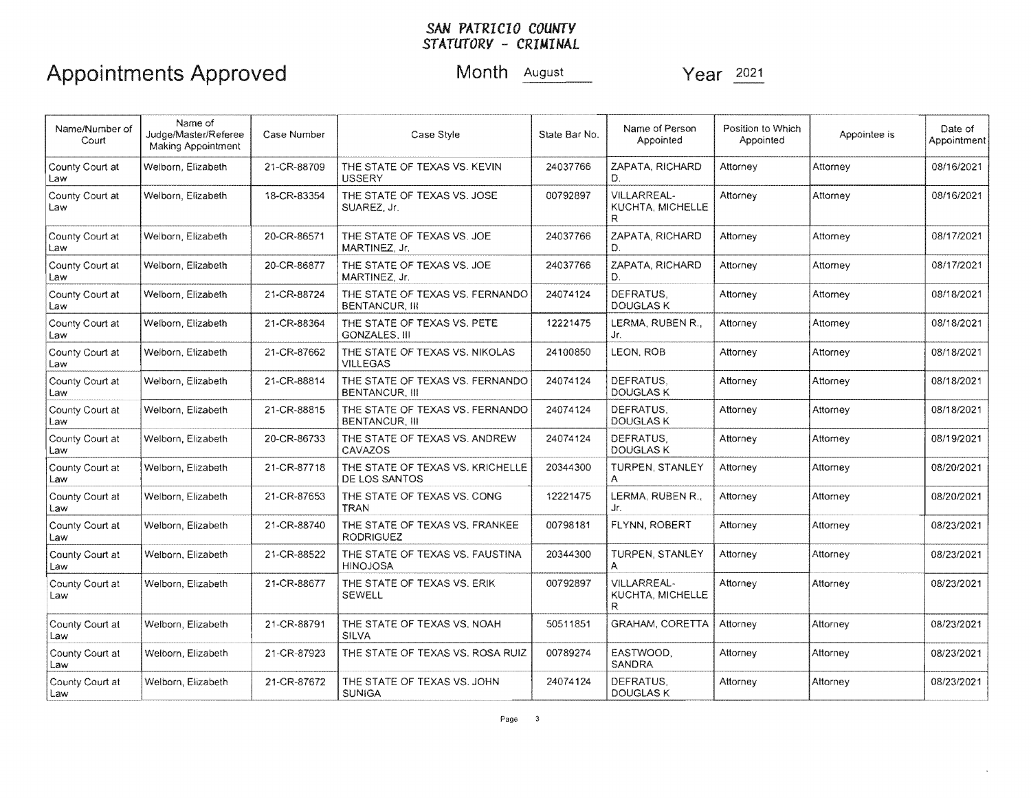**SAN PATRICIO COUNTY**
**STATUTORY - CRIMINAL**

# Appointments Approved

Month August Year 2021

| Name/Number of Court | Name of Judge/Master/Referee Making Appointment | Case Number | Case Style | State Bar No. | Name of Person Appointed | Position to Which Appointed | Appointee is | Date of Appointment |
|---|---|---|---|---|---|---|---|---|
| County Court at Law | Welborn, Elizabeth | 21-CR-88709 | THE STATE OF TEXAS VS. KEVIN USSERY | 24037766 | ZAPATA, RICHARD D. | Attorney | Attorney | 08/16/2021 |
| County Court at Law | Welborn, Elizabeth | 18-CR-83354 | THE STATE OF TEXAS VS. JOSE SUAREZ, Jr. | 00792897 | VILLARREAL-KUCHTA, MICHELLE R | Attorney | Attorney | 08/16/2021 |
| County Court at Law | Welborn, Elizabeth | 20-CR-86571 | THE STATE OF TEXAS VS. JOE MARTINEZ, Jr. | 24037766 | ZAPATA, RICHARD D. | Attorney | Attorney | 08/17/2021 |
| County Court at Law | Welborn, Elizabeth | 20-CR-86877 | THE STATE OF TEXAS VS. JOE MARTINEZ, Jr. | 24037766 | ZAPATA, RICHARD D. | Attorney | Attorney | 08/17/2021 |
| County Court at Law | Welborn, Elizabeth | 21-CR-88724 | THE STATE OF TEXAS VS. FERNANDO BENTANCUR, III | 24074124 | DEFRATUS, DOUGLAS K | Attorney | Attorney | 08/18/2021 |
| County Court at Law | Welborn, Elizabeth | 21-CR-88364 | THE STATE OF TEXAS VS. PETE GONZALES, III | 12221475 | LERMA, RUBEN R., Jr. | Attorney | Attorney | 08/18/2021 |
| County Court at Law | Welborn, Elizabeth | 21-CR-87662 | THE STATE OF TEXAS VS. NIKOLAS VILLEGAS | 24100850 | LEON, ROB | Attorney | Attorney | 08/18/2021 |
| County Court at Law | Welborn, Elizabeth | 21-CR-88814 | THE STATE OF TEXAS VS. FERNANDO BENTANCUR, III | 24074124 | DEFRATUS, DOUGLAS K | Attorney | Attorney | 08/18/2021 |
| County Court at Law | Welborn, Elizabeth | 21-CR-88815 | THE STATE OF TEXAS VS. FERNANDO BENTANCUR, III | 24074124 | DEFRATUS, DOUGLAS K | Attorney | Attorney | 08/18/2021 |
| County Court at Law | Welborn, Elizabeth | 20-CR-86733 | THE STATE OF TEXAS VS. ANDREW CAVAZOS | 24074124 | DEFRATUS, DOUGLAS K | Attorney | Attorney | 08/19/2021 |
| County Court at Law | Welborn, Elizabeth | 21-CR-87718 | THE STATE OF TEXAS VS. KRICHELLE DE LOS SANTOS | 20344300 | TURPEN, STANLEY A | Attorney | Attorney | 08/20/2021 |
| County Court at Law | Welborn, Elizabeth | 21-CR-87653 | THE STATE OF TEXAS VS. CONG TRAN | 12221475 | LERMA, RUBEN R., Jr. | Attorney | Attorney | 08/20/2021 |
| County Court at Law | Welborn, Elizabeth | 21-CR-88740 | THE STATE OF TEXAS VS. FRANKEE RODRIGUEZ | 00798181 | FLYNN, ROBERT | Attorney | Attorney | 08/23/2021 |
| County Court at Law | Welborn, Elizabeth | 21-CR-88522 | THE STATE OF TEXAS VS. FAUSTINA HINOJOSA | 20344300 | TURPEN, STANLEY A | Attorney | Attorney | 08/23/2021 |
| County Court at Law | Welborn, Elizabeth | 21-CR-88677 | THE STATE OF TEXAS VS. ERIK SEWELL | 00792897 | VILLARREAL-KUCHTA, MICHELLE R | Attorney | Attorney | 08/23/2021 |
| County Court at Law | Welborn, Elizabeth | 21-CR-88791 | THE STATE OF TEXAS VS. NOAH SILVA | 50511851 | GRAHAM, CORETTA | Attorney | Attorney | 08/23/2021 |
| County Court at Law | Welborn, Elizabeth | 21-CR-87923 | THE STATE OF TEXAS VS. ROSA RUIZ | 00789274 | EASTWOOD, SANDRA | Attorney | Attorney | 08/23/2021 |
| County Court at Law | Welborn, Elizabeth | 21-CR-87672 | THE STATE OF TEXAS VS. JOHN SUNIGA | 24074124 | DEFRATUS, DOUGLAS K | Attorney | Attorney | 08/23/2021 |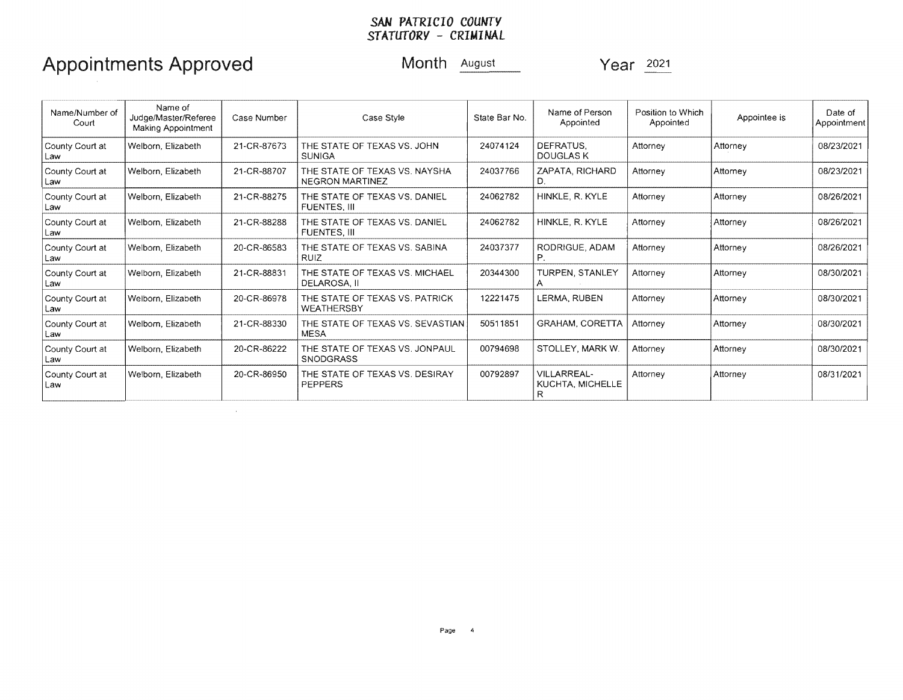**SAN PATRICIO COUNTY**
**STATUTORY - CRIMINAL**

# Appointments Approved

Month August Year 2021

| Name/Number of Court | Name of Judge/Master/Referee Making Appointment | Case Number | Case Style | State Bar No. | Name of Person Appointed | Position to Which Appointed | Appointee is | Date of Appointment |
|---|---|---|---|---|---|---|---|---|
| County Court at Law | Welborn, Elizabeth | 21-CR-87673 | THE STATE OF TEXAS VS. JOHN SUNIGA | 24074124 | DEFRATUS, DOUGLAS K | Attorney | Attorney | 08/23/2021 |
| County Court at Law | Welborn, Elizabeth | 21-CR-88707 | THE STATE OF TEXAS VS. NAYSHA NEGRON MARTINEZ | 24037766 | ZAPATA, RICHARD D. | Attorney | Attorney | 08/23/2021 |
| County Court at Law | Welborn, Elizabeth | 21-CR-88275 | THE STATE OF TEXAS VS. DANIEL FUENTES, III | 24062782 | HINKLE, R. KYLE | Attorney | Attorney | 08/26/2021 |
| County Court at Law | Welborn, Elizabeth | 21-CR-88288 | THE STATE OF TEXAS VS. DANIEL FUENTES, III | 24062782 | HINKLE, R. KYLE | Attorney | Attorney | 08/26/2021 |
| County Court at Law | Welborn, Elizabeth | 20-CR-86583 | THE STATE OF TEXAS VS. SABINA RUIZ | 24037377 | RODRIGUE, ADAM P. | Attorney | Attorney | 08/26/2021 |
| County Court at Law | Welborn, Elizabeth | 21-CR-88831 | THE STATE OF TEXAS VS. MICHAEL DELAROSA, II | 20344300 | TURPEN, STANLEY A | Attorney | Attorney | 08/30/2021 |
| County Court at Law | Welborn, Elizabeth | 20-CR-86978 | THE STATE OF TEXAS VS. PATRICK WEATHERSBY | 12221475 | LERMA, RUBEN | Attorney | Attorney | 08/30/2021 |
| County Court at Law | Welborn, Elizabeth | 21-CR-88330 | THE STATE OF TEXAS VS. SEVASTIAN MESA | 50511851 | GRAHAM, CORETTA | Attorney | Attorney | 08/30/2021 |
| County Court at Law | Welborn, Elizabeth | 20-CR-86222 | THE STATE OF TEXAS VS. JONPAUL SNODGRASS | 00794698 | STOLLEY, MARK W. | Attorney | Attorney | 08/30/2021 |
| County Court at Law | Welborn, Elizabeth | 20-CR-86950 | THE STATE OF TEXAS VS. DESIRAY PEPPERS | 00792897 | VILLARREAL-KUCHTA, MICHELLE R | Attorney | Attorney | 08/31/2021 |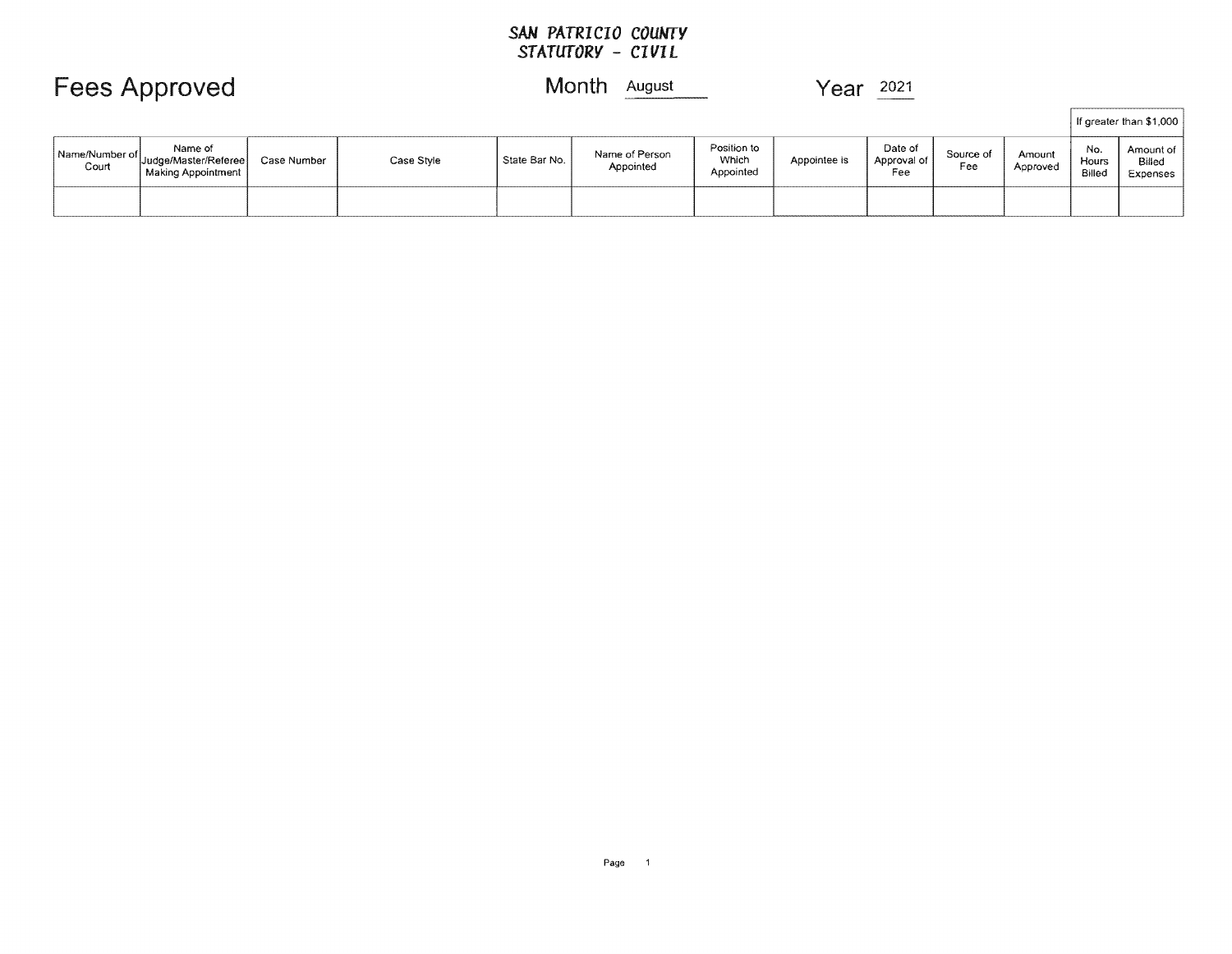# SAN PATRICIO COUNTY
## STATUTORY - CIVIL

# Fees Approved

Month August Year 2021

| Name/Number of Court | Name of Judge/Master/Referee Making Appointment | Case Number | Case Style | State Bar No. | Name of Person Appointed | Position to Which Appointed | Appointee is | Date of Approval of Fee | Source of Fee | Amount Approved | If greater than $1,000 No. Hours Billed | Amount of Billed Expenses |
|---|---|---|---|---|---|---|---|---|---|---|---|---|
| | | | | | | | | | | | | |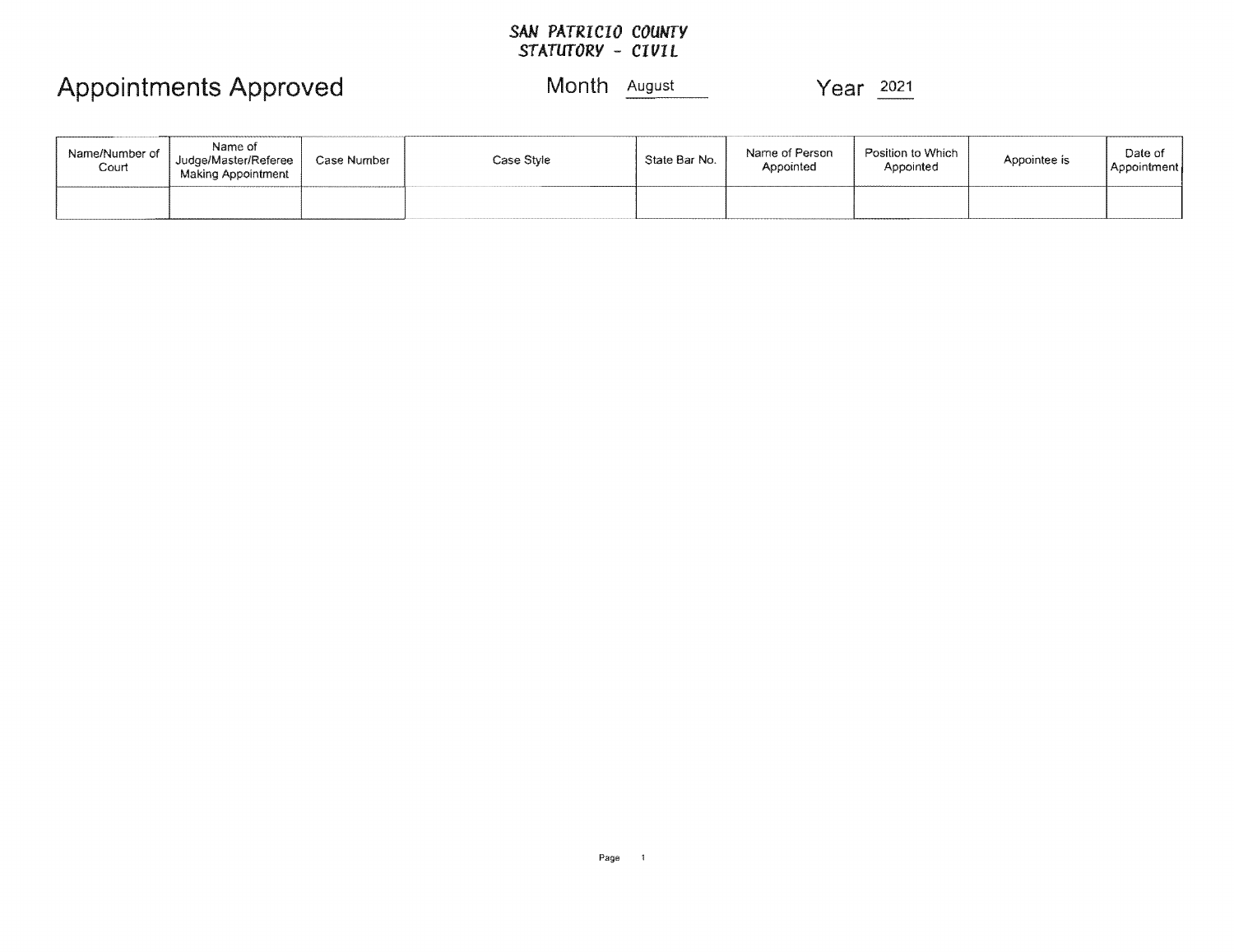SAN PATRICIO COUNTY
STATUTORY - CIVIL

# Appointments Approved

Month August

Year 2021

| Name/Number of Court | Name of Judge/Master/Referee Making Appointment | Case Number | Case Style | State Bar No. | Name of Person Appointed | Position to Which Appointed | Appointee is | Date of Appointment |
|---|---|---|---|---|---|---|---|---|
| | | | | | | | | |